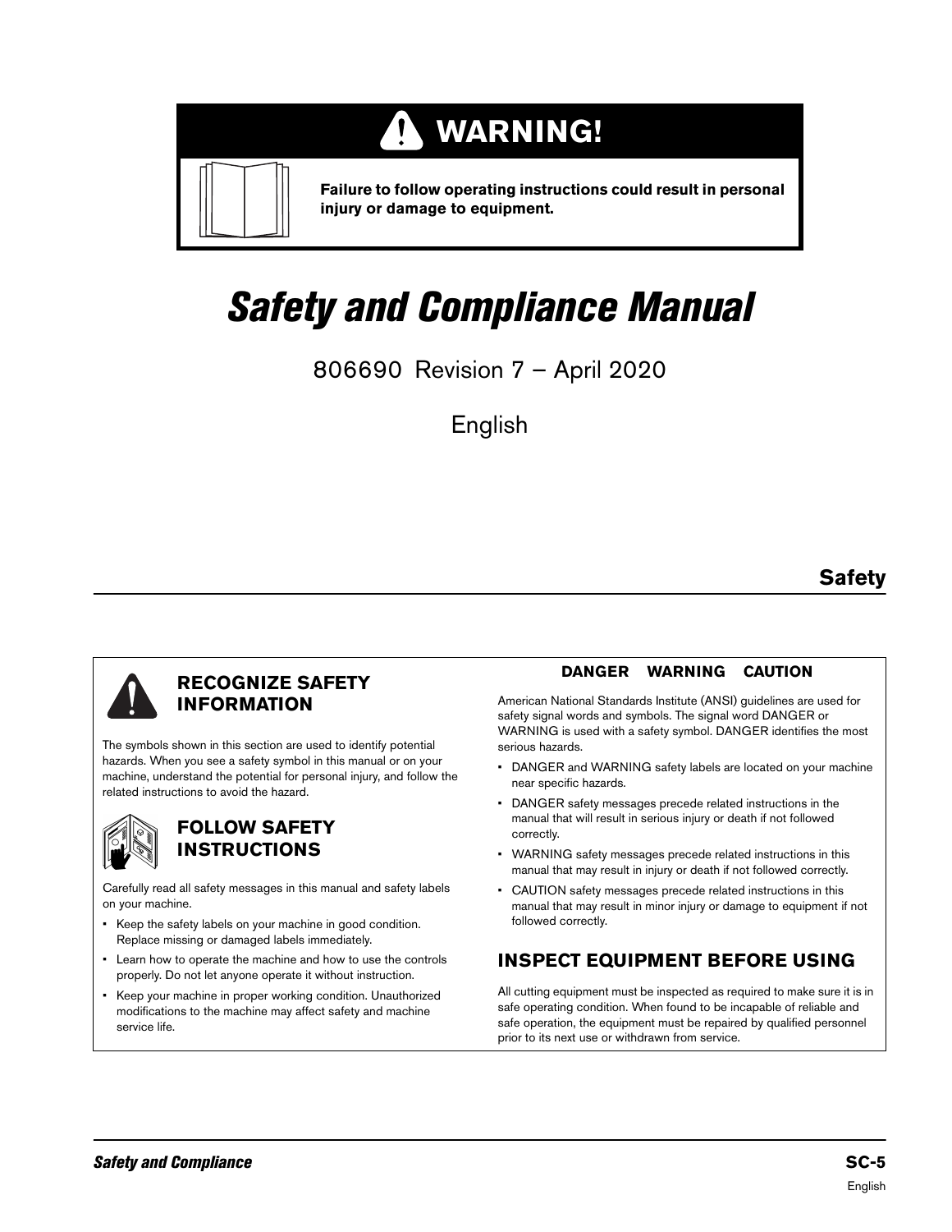# WARNING!

**Failure to follow operating instructions could result in personal injury or damage to equipment.**

# *Safety and Compliance Manual*

806690 Revision 7 – April 2020

English

## Safety

### RECOGNIZE SAFETY INFORMATION

The symbols shown in this section are used to identify potential hazards. When you see a safety symbol in this manual or on your machine, understand the potential for personal injury, and follow the related instructions to avoid the hazard.

### FOLLOW SAFETY INSTRUCTIONS

Carefully read all safety messages in this manual and safety labels on your machine.

- Keep the safety labels on your machine in good condition. Replace missing or damaged labels immediately.
- Learn how to operate the machine and how to use the controls properly. Do not let anyone operate it without instruction.
- Keep your machine in proper working condition. Unauthorized modifications to the machine may affect safety and machine service life.

### DANGER WARNING CAUTION

American National Standards Institute (ANSI) guidelines are used for safety signal words and symbols. The signal word DANGER or WARNING is used with a safety symbol. DANGER identifies the most serious hazards.

- DANGER and WARNING safety labels are located on your machine near specific hazards.
- DANGER safety messages precede related instructions in the manual that will result in serious injury or death if not followed correctly.
- WARNING safety messages precede related instructions in this manual that may result in injury or death if not followed correctly.
- CAUTION safety messages precede related instructions in this manual that may result in minor injury or damage to equipment if not followed correctly.

### INSPECT EQUIPMENT BEFORE USING

All cutting equipment must be inspected as required to make sure it is in safe operating condition. When found to be incapable of reliable and safe operation, the equipment must be repaired by qualified personnel prior to its next use or withdrawn from service.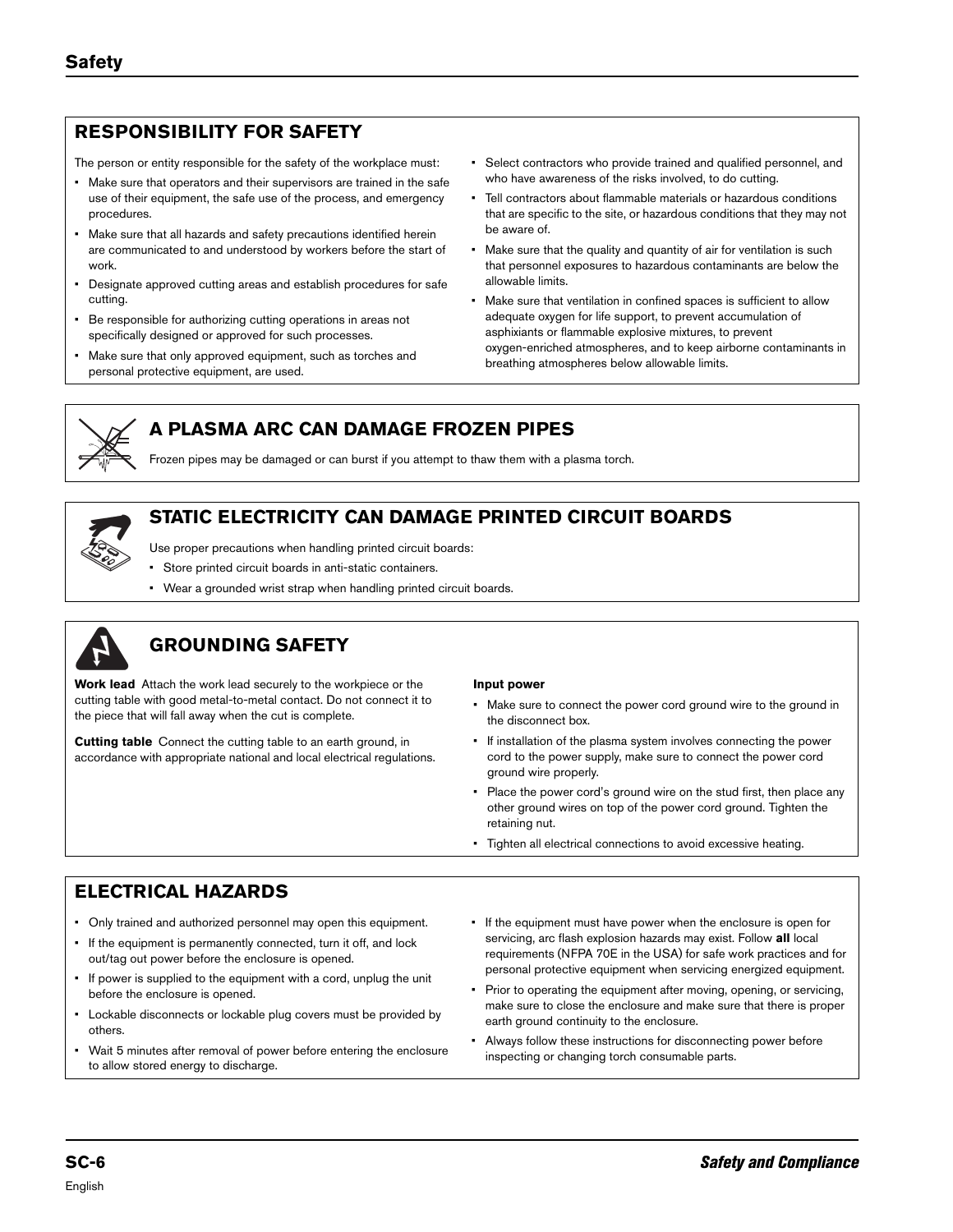## RESPONSIBILITY FOR SAFETY

The person or entity responsible for the safety of the workplace must:

- Make sure that operators and their supervisors are trained in the safe use of their equipment, the safe use of the process, and emergency procedures.
- Make sure that all hazards and safety precautions identified herein are communicated to and understood by workers before the start of work.
- Designate approved cutting areas and establish procedures for safe cutting.
- Be responsible for authorizing cutting operations in areas not specifically designed or approved for such processes.
- Make sure that only approved equipment, such as torches and personal protective equipment, are used.
- Select contractors who provide trained and qualified personnel, and who have awareness of the risks involved, to do cutting.
- Tell contractors about flammable materials or hazardous conditions that are specific to the site, or hazardous conditions that they may not be aware of.
- Make sure that the quality and quantity of air for ventilation is such that personnel exposures to hazardous contaminants are below the allowable limits.
- Make sure that ventilation in confined spaces is sufficient to allow adequate oxygen for life support, to prevent accumulation of asphixiants or flammable explosive mixtures, to prevent oxygen-enriched atmospheres, and to keep airborne contaminants in breathing atmospheres below allowable limits.

## A PLASMA ARC CAN DAMAGE FROZEN PIPES

Frozen pipes may be damaged or can burst if you attempt to thaw them with a plasma torch.

## STATIC ELECTRICITY CAN DAMAGE PRINTED CIRCUIT BOARDS

Use proper precautions when handling printed circuit boards:

- Store printed circuit boards in anti-static containers.
- Wear a grounded wrist strap when handling printed circuit boards.

## GROUNDING SAFETY

**Work lead** Attach the work lead securely to the workpiece or the cutting table with good metal-to-metal contact. Do not connect it to the piece that will fall away when the cut is complete.

**Cutting table** Connect the cutting table to an earth ground, in accordance with appropriate national and local electrical regulations.

**Input power**

- Make sure to connect the power cord ground wire to the ground in the disconnect box.
- If installation of the plasma system involves connecting the power cord to the power supply, make sure to connect the power cord ground wire properly.
- Place the power cord's ground wire on the stud first, then place any other ground wires on top of the power cord ground. Tighten the retaining nut.
- Tighten all electrical connections to avoid excessive heating.

## ELECTRICAL HAZARDS

- Only trained and authorized personnel may open this equipment.
- If the equipment is permanently connected, turn it off, and lock out/tag out power before the enclosure is opened.
- If power is supplied to the equipment with a cord, unplug the unit before the enclosure is opened.
- Lockable disconnects or lockable plug covers must be provided by others.
- Wait 5 minutes after removal of power before entering the enclosure to allow stored energy to discharge.
- If the equipment must have power when the enclosure is open for servicing, arc flash explosion hazards may exist. Follow **all** local requirements (NFPA 70E in the USA) for safe work practices and for personal protective equipment when servicing energized equipment.
- Prior to operating the equipment after moving, opening, or servicing, make sure to close the enclosure and make sure that there is proper earth ground continuity to the enclosure.
- Always follow these instructions for disconnecting power before inspecting or changing torch consumable parts.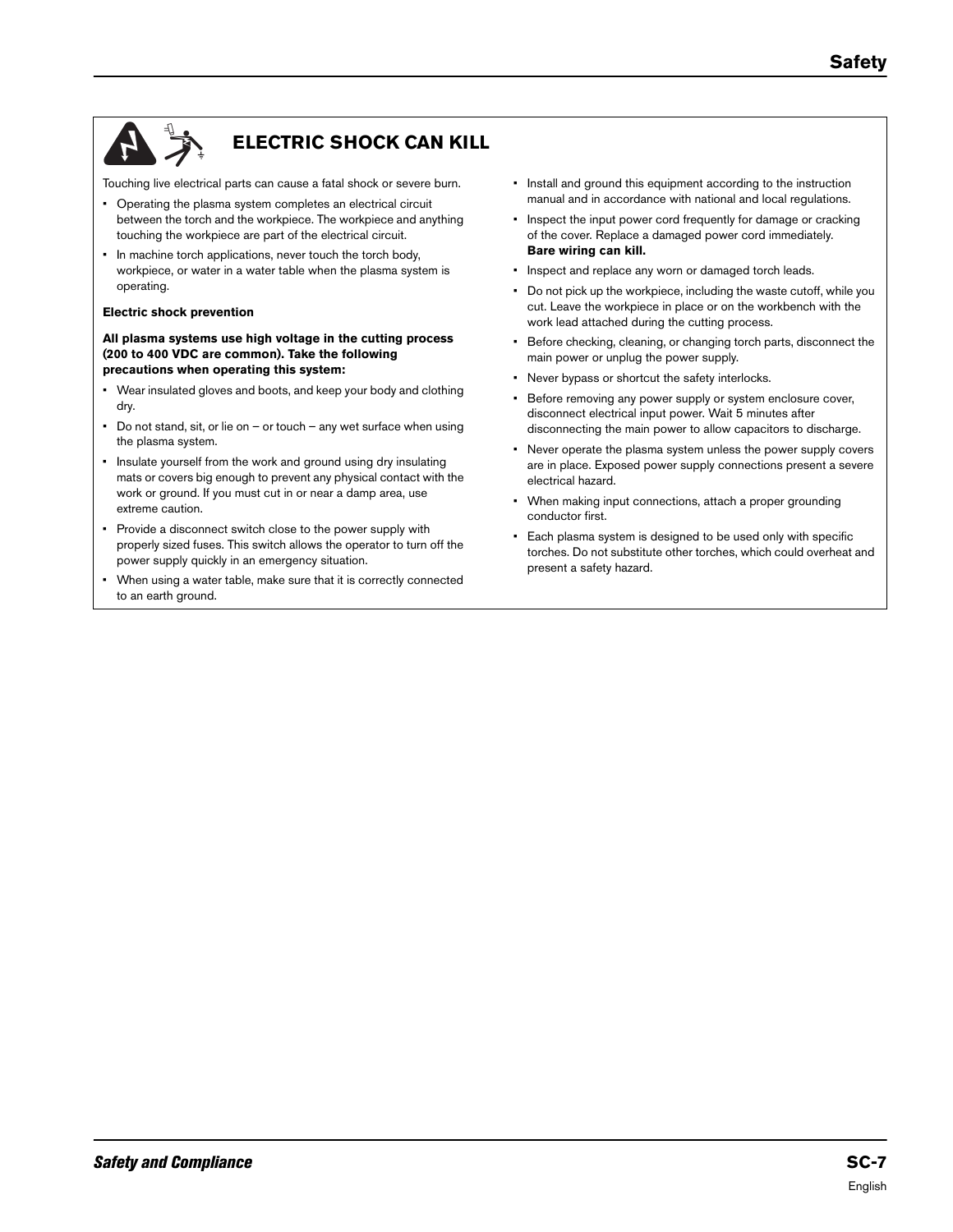## ELECTRIC SHOCK CAN KILL

Touching live electrical parts can cause a fatal shock or severe burn.

- Operating the plasma system completes an electrical circuit between the torch and the workpiece. The workpiece and anything touching the workpiece are part of the electrical circuit.
- In machine torch applications, never touch the torch body, workpiece, or water in a water table when the plasma system is operating.

**Electric shock prevention**

**All plasma systems use high voltage in the cutting process (200 to 400 VDC are common). Take the following precautions when operating this system:**

- Wear insulated gloves and boots, and keep your body and clothing dry.
- Do not stand, sit, or lie on – or touch – any wet surface when using the plasma system.
- Insulate yourself from the work and ground using dry insulating mats or covers big enough to prevent any physical contact with the work or ground. If you must cut in or near a damp area, use extreme caution.
- Provide a disconnect switch close to the power supply with properly sized fuses. This switch allows the operator to turn off the power supply quickly in an emergency situation.
- When using a water table, make sure that it is correctly connected to an earth ground.
- Install and ground this equipment according to the instruction manual and in accordance with national and local regulations.
- Inspect the input power cord frequently for damage or cracking of the cover. Replace a damaged power cord immediately. **Bare wiring can kill.**
- Inspect and replace any worn or damaged torch leads.
- Do not pick up the workpiece, including the waste cutoff, while you cut. Leave the workpiece in place or on the workbench with the work lead attached during the cutting process.
- Before checking, cleaning, or changing torch parts, disconnect the main power or unplug the power supply.
- Never bypass or shortcut the safety interlocks.
- Before removing any power supply or system enclosure cover, disconnect electrical input power. Wait 5 minutes after disconnecting the main power to allow capacitors to discharge.
- Never operate the plasma system unless the power supply covers are in place. Exposed power supply connections present a severe electrical hazard.
- When making input connections, attach a proper grounding conductor first.
- Each plasma system is designed to be used only with specific torches. Do not substitute other torches, which could overheat and present a safety hazard.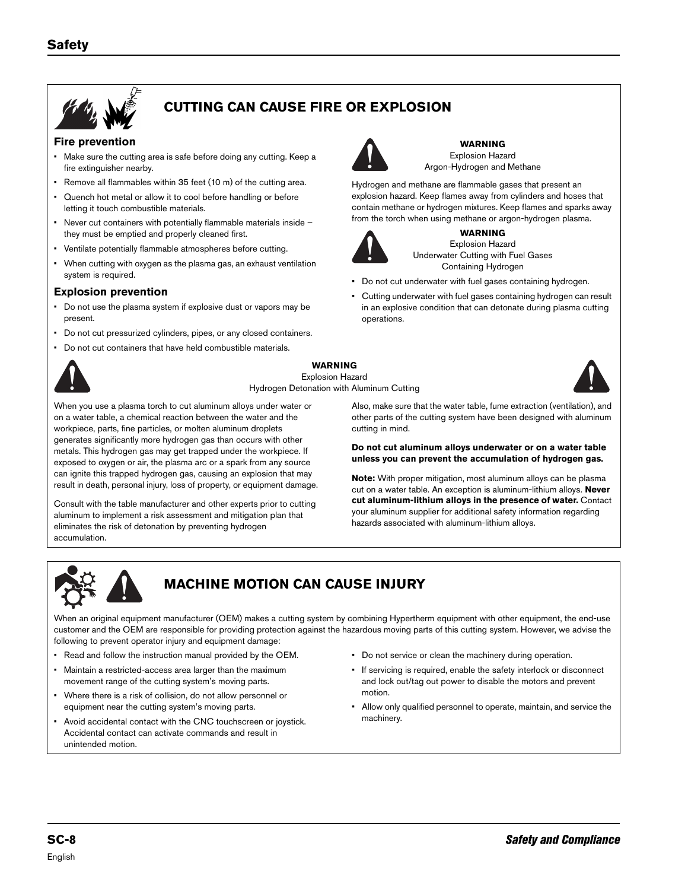## CUTTING CAN CAUSE FIRE OR EXPLOSION

### Fire prevention

- Make sure the cutting area is safe before doing any cutting. Keep a fire extinguisher nearby.
- Remove all flammables within 35 feet (10 m) of the cutting area.
- Quench hot metal or allow it to cool before handling or before letting it touch combustible materials.
- Never cut containers with potentially flammable materials inside – they must be emptied and properly cleaned first.
- Ventilate potentially flammable atmospheres before cutting.
- When cutting with oxygen as the plasma gas, an exhaust ventilation system is required.

### Explosion prevention

- Do not use the plasma system if explosive dust or vapors may be present.
- Do not cut pressurized cylinders, pipes, or any closed containers.
- Do not cut containers that have held combustible materials.

**WARNING**
Explosion Hazard
Argon-Hydrogen and Methane

Hydrogen and methane are flammable gases that present an explosion hazard. Keep flames away from cylinders and hoses that contain methane or hydrogen mixtures. Keep flames and sparks away from the torch when using methane or argon-hydrogen plasma.

**WARNING**
Explosion Hazard
Underwater Cutting with Fuel Gases
Containing Hydrogen

- Do not cut underwater with fuel gases containing hydrogen.
- Cutting underwater with fuel gases containing hydrogen can result in an explosive condition that can detonate during plasma cutting operations.

**WARNING**
Explosion Hazard
Hydrogen Detonation with Aluminum Cutting

When you use a plasma torch to cut aluminum alloys under water or on a water table, a chemical reaction between the water and the workpiece, parts, fine particles, or molten aluminum droplets generates significantly more hydrogen gas than occurs with other metals. This hydrogen gas may get trapped under the workpiece. If exposed to oxygen or air, the plasma arc or a spark from any source can ignite this trapped hydrogen gas, causing an explosion that may result in death, personal injury, loss of property, or equipment damage.

Consult with the table manufacturer and other experts prior to cutting aluminum to implement a risk assessment and mitigation plan that eliminates the risk of detonation by preventing hydrogen accumulation.

Also, make sure that the water table, fume extraction (ventilation), and other parts of the cutting system have been designed with aluminum cutting in mind.

**Do not cut aluminum alloys underwater or on a water table unless you can prevent the accumulation of hydrogen gas.**

**Note:** With proper mitigation, most aluminum alloys can be plasma cut on a water table. An exception is aluminum-lithium alloys. **Never cut aluminum-lithium alloys in the presence of water.** Contact your aluminum supplier for additional safety information regarding hazards associated with aluminum-lithium alloys.

## MACHINE MOTION CAN CAUSE INJURY

When an original equipment manufacturer (OEM) makes a cutting system by combining Hypertherm equipment with other equipment, the end-use customer and the OEM are responsible for providing protection against the hazardous moving parts of this cutting system. However, we advise the following to prevent operator injury and equipment damage:

- Read and follow the instruction manual provided by the OEM.
- Maintain a restricted-access area larger than the maximum movement range of the cutting system's moving parts.
- Where there is a risk of collision, do not allow personnel or equipment near the cutting system's moving parts.
- Avoid accidental contact with the CNC touchscreen or joystick. Accidental contact can activate commands and result in unintended motion.
- Do not service or clean the machinery during operation.
- If servicing is required, enable the safety interlock or disconnect and lock out/tag out power to disable the motors and prevent motion.
- Allow only qualified personnel to operate, maintain, and service the machinery.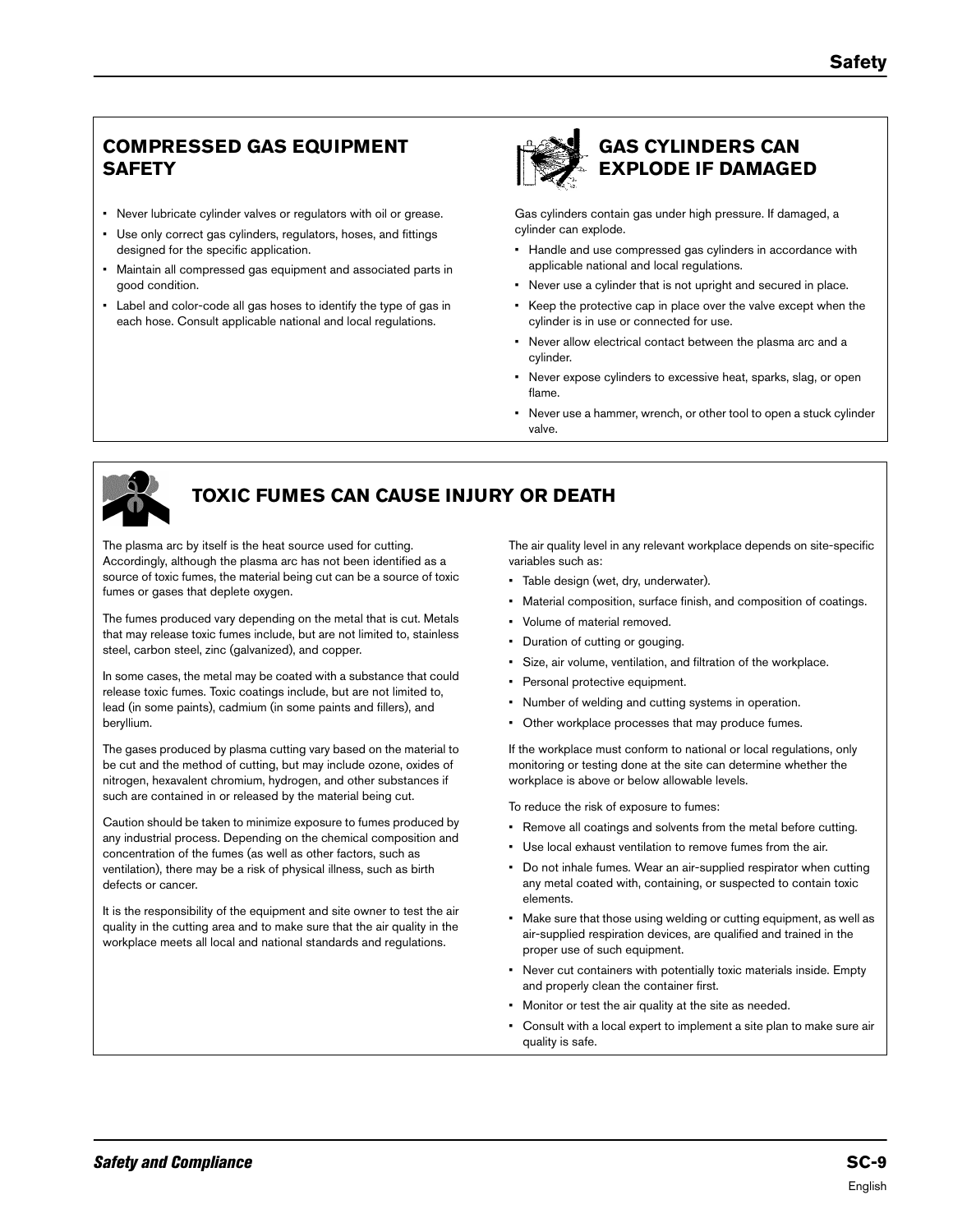## COMPRESSED GAS EQUIPMENT SAFETY

- Never lubricate cylinder valves or regulators with oil or grease.
- Use only correct gas cylinders, regulators, hoses, and fittings designed for the specific application.
- Maintain all compressed gas equipment and associated parts in good condition.
- Label and color-code all gas hoses to identify the type of gas in each hose. Consult applicable national and local regulations.

## GAS CYLINDERS CAN EXPLODE IF DAMAGED

Gas cylinders contain gas under high pressure. If damaged, a cylinder can explode.

- Handle and use compressed gas cylinders in accordance with applicable national and local regulations.
- Never use a cylinder that is not upright and secured in place.
- Keep the protective cap in place over the valve except when the cylinder is in use or connected for use.
- Never allow electrical contact between the plasma arc and a cylinder.
- Never expose cylinders to excessive heat, sparks, slag, or open flame.
- Never use a hammer, wrench, or other tool to open a stuck cylinder valve.

## TOXIC FUMES CAN CAUSE INJURY OR DEATH

The plasma arc by itself is the heat source used for cutting. Accordingly, although the plasma arc has not been identified as a source of toxic fumes, the material being cut can be a source of toxic fumes or gases that deplete oxygen.

The fumes produced vary depending on the metal that is cut. Metals that may release toxic fumes include, but are not limited to, stainless steel, carbon steel, zinc (galvanized), and copper.

In some cases, the metal may be coated with a substance that could release toxic fumes. Toxic coatings include, but are not limited to, lead (in some paints), cadmium (in some paints and fillers), and beryllium.

The gases produced by plasma cutting vary based on the material to be cut and the method of cutting, but may include ozone, oxides of nitrogen, hexavalent chromium, hydrogen, and other substances if such are contained in or released by the material being cut.

Caution should be taken to minimize exposure to fumes produced by any industrial process. Depending on the chemical composition and concentration of the fumes (as well as other factors, such as ventilation), there may be a risk of physical illness, such as birth defects or cancer.

It is the responsibility of the equipment and site owner to test the air quality in the cutting area and to make sure that the air quality in the workplace meets all local and national standards and regulations.

The air quality level in any relevant workplace depends on site-specific variables such as:

- Table design (wet, dry, underwater).
- Material composition, surface finish, and composition of coatings.
- Volume of material removed.
- Duration of cutting or gouging.
- Size, air volume, ventilation, and filtration of the workplace.
- Personal protective equipment.
- Number of welding and cutting systems in operation.
- Other workplace processes that may produce fumes.

If the workplace must conform to national or local regulations, only monitoring or testing done at the site can determine whether the workplace is above or below allowable levels.

To reduce the risk of exposure to fumes:

- Remove all coatings and solvents from the metal before cutting.
- Use local exhaust ventilation to remove fumes from the air.
- Do not inhale fumes. Wear an air-supplied respirator when cutting any metal coated with, containing, or suspected to contain toxic elements.
- Make sure that those using welding or cutting equipment, as well as air-supplied respiration devices, are qualified and trained in the proper use of such equipment.
- Never cut containers with potentially toxic materials inside. Empty and properly clean the container first.
- Monitor or test the air quality at the site as needed.
- Consult with a local expert to implement a site plan to make sure air quality is safe.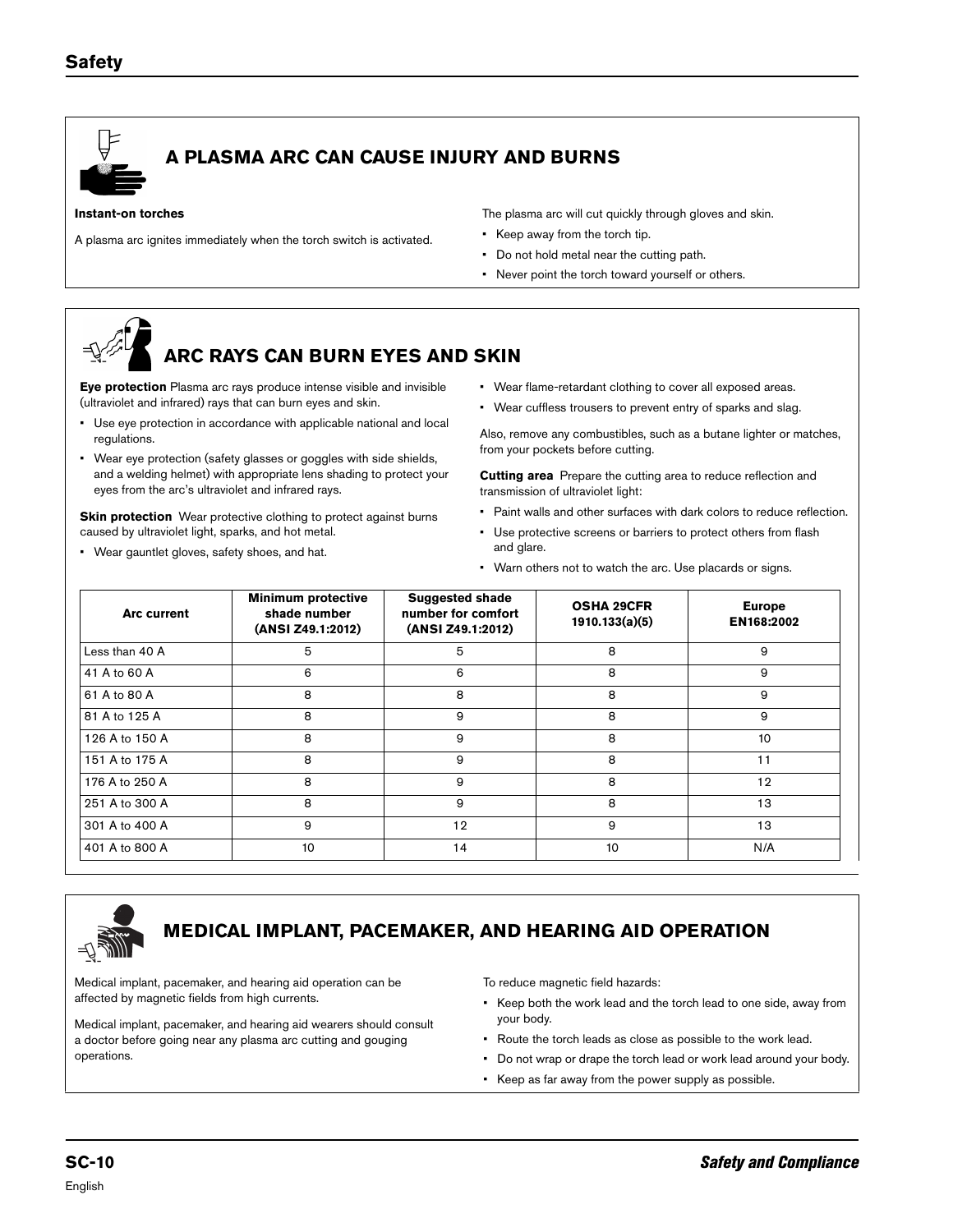## A PLASMA ARC CAN CAUSE INJURY AND BURNS

**Instant-on torches**

A plasma arc ignites immediately when the torch switch is activated.

The plasma arc will cut quickly through gloves and skin.

- Keep away from the torch tip.
- Do not hold metal near the cutting path.
- Never point the torch toward yourself or others.

## ARC RAYS CAN BURN EYES AND SKIN

**Eye protection** Plasma arc rays produce intense visible and invisible (ultraviolet and infrared) rays that can burn eyes and skin.

- Use eye protection in accordance with applicable national and local regulations.
- Wear eye protection (safety glasses or goggles with side shields, and a welding helmet) with appropriate lens shading to protect your eyes from the arc's ultraviolet and infrared rays.

**Skin protection** Wear protective clothing to protect against burns caused by ultraviolet light, sparks, and hot metal.

- Wear gauntlet gloves, safety shoes, and hat.
- Wear flame-retardant clothing to cover all exposed areas.
- Wear cuffless trousers to prevent entry of sparks and slag.

Also, remove any combustibles, such as a butane lighter or matches, from your pockets before cutting.

**Cutting area** Prepare the cutting area to reduce reflection and transmission of ultraviolet light:

- Paint walls and other surfaces with dark colors to reduce reflection.
- Use protective screens or barriers to protect others from flash and glare.
- Warn others not to watch the arc. Use placards or signs.

| Arc current | Minimum protective shade number (ANSI Z49.1:2012) | Suggested shade number for comfort (ANSI Z49.1:2012) | OSHA 29CFR 1910.133(a)(5) | Europe EN168:2002 |
|---|---|---|---|---|
| Less than 40 A | 5 | 5 | 8 | 9 |
| 41 A to 60 A | 6 | 6 | 8 | 9 |
| 61 A to 80 A | 8 | 8 | 8 | 9 |
| 81 A to 125 A | 8 | 9 | 8 | 9 |
| 126 A to 150 A | 8 | 9 | 8 | 10 |
| 151 A to 175 A | 8 | 9 | 8 | 11 |
| 176 A to 250 A | 8 | 9 | 8 | 12 |
| 251 A to 300 A | 8 | 9 | 8 | 13 |
| 301 A to 400 A | 9 | 12 | 9 | 13 |
| 401 A to 800 A | 10 | 14 | 10 | N/A |

## MEDICAL IMPLANT, PACEMAKER, AND HEARING AID OPERATION

Medical implant, pacemaker, and hearing aid operation can be affected by magnetic fields from high currents.

Medical implant, pacemaker, and hearing aid wearers should consult a doctor before going near any plasma arc cutting and gouging operations.

To reduce magnetic field hazards:

- Keep both the work lead and the torch lead to one side, away from your body.
- Route the torch leads as close as possible to the work lead.
- Do not wrap or drape the torch lead or work lead around your body.
- Keep as far away from the power supply as possible.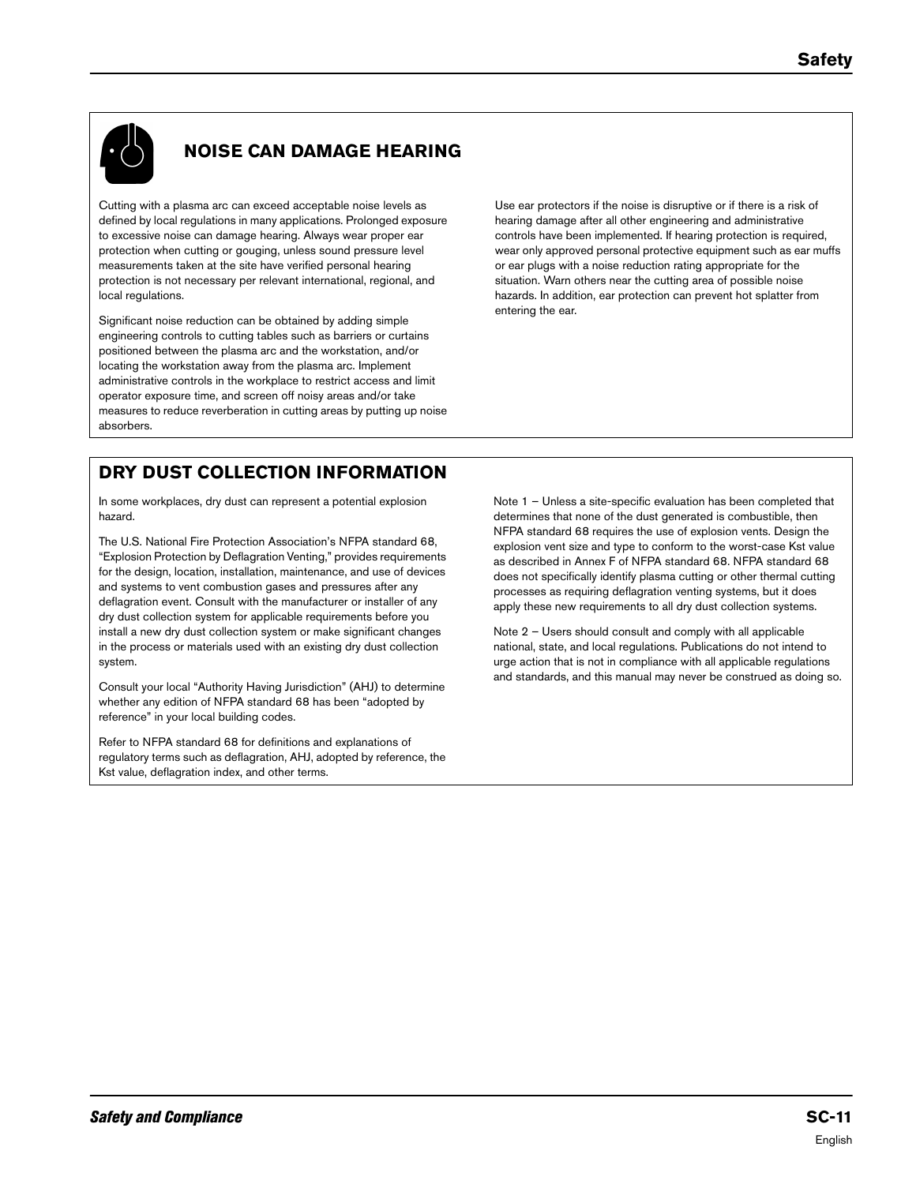## NOISE CAN DAMAGE HEARING

Cutting with a plasma arc can exceed acceptable noise levels as defined by local regulations in many applications. Prolonged exposure to excessive noise can damage hearing. Always wear proper ear protection when cutting or gouging, unless sound pressure level measurements taken at the site have verified personal hearing protection is not necessary per relevant international, regional, and local regulations.

Significant noise reduction can be obtained by adding simple engineering controls to cutting tables such as barriers or curtains positioned between the plasma arc and the workstation, and/or locating the workstation away from the plasma arc. Implement administrative controls in the workplace to restrict access and limit operator exposure time, and screen off noisy areas and/or take measures to reduce reverberation in cutting areas by putting up noise absorbers.

Use ear protectors if the noise is disruptive or if there is a risk of hearing damage after all other engineering and administrative controls have been implemented. If hearing protection is required, wear only approved personal protective equipment such as ear muffs or ear plugs with a noise reduction rating appropriate for the situation. Warn others near the cutting area of possible noise hazards. In addition, ear protection can prevent hot splatter from entering the ear.

## DRY DUST COLLECTION INFORMATION

In some workplaces, dry dust can represent a potential explosion hazard.

The U.S. National Fire Protection Association's NFPA standard 68, "Explosion Protection by Deflagration Venting," provides requirements for the design, location, installation, maintenance, and use of devices and systems to vent combustion gases and pressures after any deflagration event. Consult with the manufacturer or installer of any dry dust collection system for applicable requirements before you install a new dry dust collection system or make significant changes in the process or materials used with an existing dry dust collection system.

Consult your local "Authority Having Jurisdiction" (AHJ) to determine whether any edition of NFPA standard 68 has been "adopted by reference" in your local building codes.

Refer to NFPA standard 68 for definitions and explanations of regulatory terms such as deflagration, AHJ, adopted by reference, the Kst value, deflagration index, and other terms.

Note 1 – Unless a site-specific evaluation has been completed that determines that none of the dust generated is combustible, then NFPA standard 68 requires the use of explosion vents. Design the explosion vent size and type to conform to the worst-case Kst value as described in Annex F of NFPA standard 68. NFPA standard 68 does not specifically identify plasma cutting or other thermal cutting processes as requiring deflagration venting systems, but it does apply these new requirements to all dry dust collection systems.

Note 2 – Users should consult and comply with all applicable national, state, and local regulations. Publications do not intend to urge action that is not in compliance with all applicable regulations and standards, and this manual may never be construed as doing so.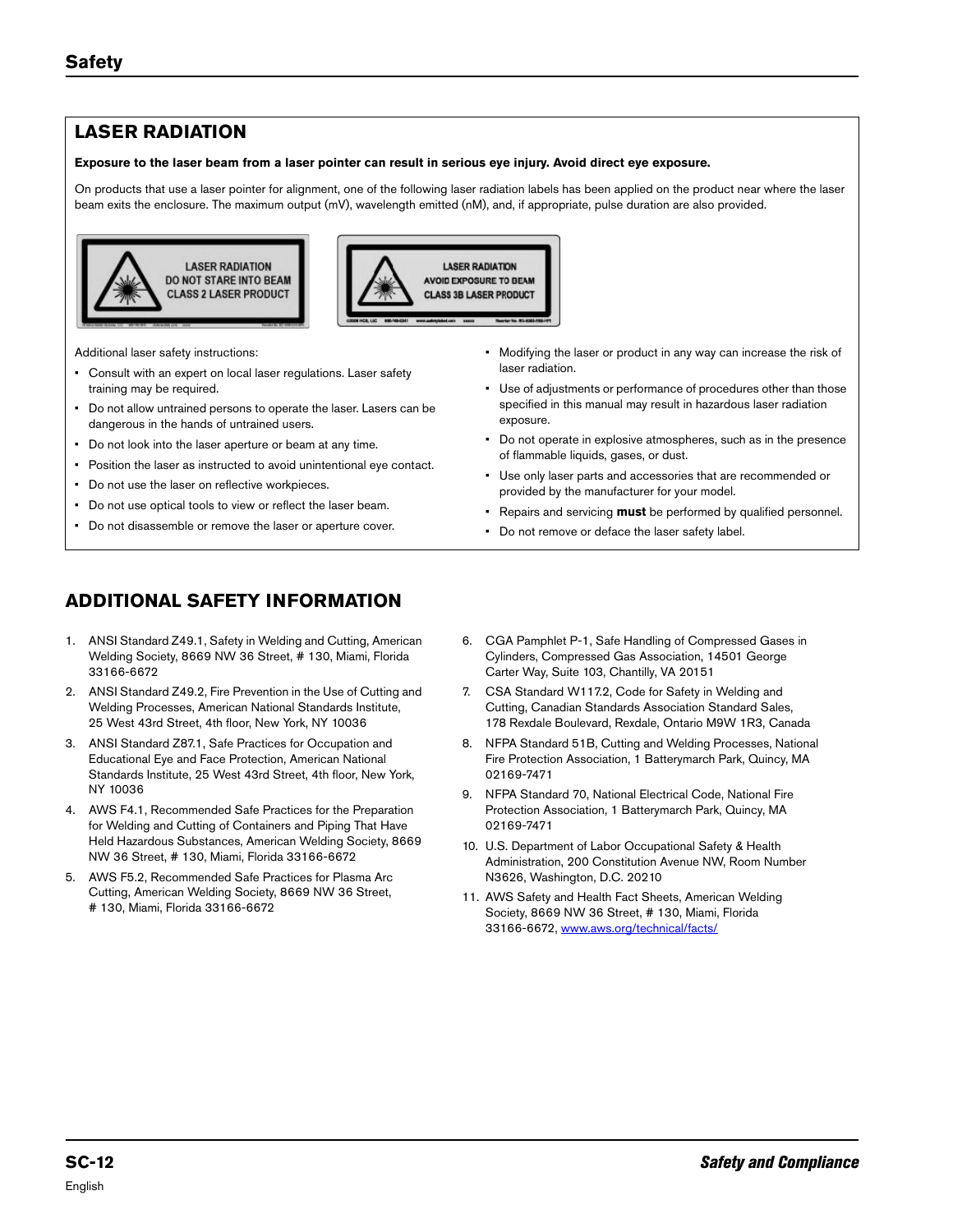## LASER RADIATION

**Exposure to the laser beam from a laser pointer can result in serious eye injury. Avoid direct eye exposure.**

On products that use a laser pointer for alignment, one of the following laser radiation labels has been applied on the product near where the laser beam exits the enclosure. The maximum output (mV), wavelength emitted (nM), and, if appropriate, pulse duration are also provided.

LASER RADIATION
DO NOT STARE INTO BEAM
CLASS 2 LASER PRODUCT

LASER RADIATION
AVOID EXPOSURE TO BEAM
CLASS 3B LASER PRODUCT

Additional laser safety instructions:

- Consult with an expert on local laser regulations. Laser safety training may be required.
- Do not allow untrained persons to operate the laser. Lasers can be dangerous in the hands of untrained users.
- Do not look into the laser aperture or beam at any time.
- Position the laser as instructed to avoid unintentional eye contact.
- Do not use the laser on reflective workpieces.
- Do not use optical tools to view or reflect the laser beam.
- Do not disassemble or remove the laser or aperture cover.
- Modifying the laser or product in any way can increase the risk of laser radiation.
- Use of adjustments or performance of procedures other than those specified in this manual may result in hazardous laser radiation exposure.
- Do not operate in explosive atmospheres, such as in the presence of flammable liquids, gases, or dust.
- Use only laser parts and accessories that are recommended or provided by the manufacturer for your model.
- Repairs and servicing **must** be performed by qualified personnel.
- Do not remove or deface the laser safety label.

## ADDITIONAL SAFETY INFORMATION

1. ANSI Standard Z49.1, Safety in Welding and Cutting, American Welding Society, 8669 NW 36 Street, # 130, Miami, Florida 33166-6672
2. ANSI Standard Z49.2, Fire Prevention in the Use of Cutting and Welding Processes, American National Standards Institute, 25 West 43rd Street, 4th floor, New York, NY 10036
3. ANSI Standard Z87.1, Safe Practices for Occupation and Educational Eye and Face Protection, American National Standards Institute, 25 West 43rd Street, 4th floor, New York, NY 10036
4. AWS F4.1, Recommended Safe Practices for the Preparation for Welding and Cutting of Containers and Piping That Have Held Hazardous Substances, American Welding Society, 8669 NW 36 Street, # 130, Miami, Florida 33166-6672
5. AWS F5.2, Recommended Safe Practices for Plasma Arc Cutting, American Welding Society, 8669 NW 36 Street, # 130, Miami, Florida 33166-6672
6. CGA Pamphlet P-1, Safe Handling of Compressed Gases in Cylinders, Compressed Gas Association, 14501 George Carter Way, Suite 103, Chantilly, VA 20151
7. CSA Standard W117.2, Code for Safety in Welding and Cutting, Canadian Standards Association Standard Sales, 178 Rexdale Boulevard, Rexdale, Ontario M9W 1R3, Canada
8. NFPA Standard 51B, Cutting and Welding Processes, National Fire Protection Association, 1 Batterymarch Park, Quincy, MA 02169-7471
9. NFPA Standard 70, National Electrical Code, National Fire Protection Association, 1 Batterymarch Park, Quincy, MA 02169-7471
10. U.S. Department of Labor Occupational Safety & Health Administration, 200 Constitution Avenue NW, Room Number N3626, Washington, D.C. 20210
11. AWS Safety and Health Fact Sheets, American Welding Society, 8669 NW 36 Street, # 130, Miami, Florida 33166-6672, www.aws.org/technical/facts/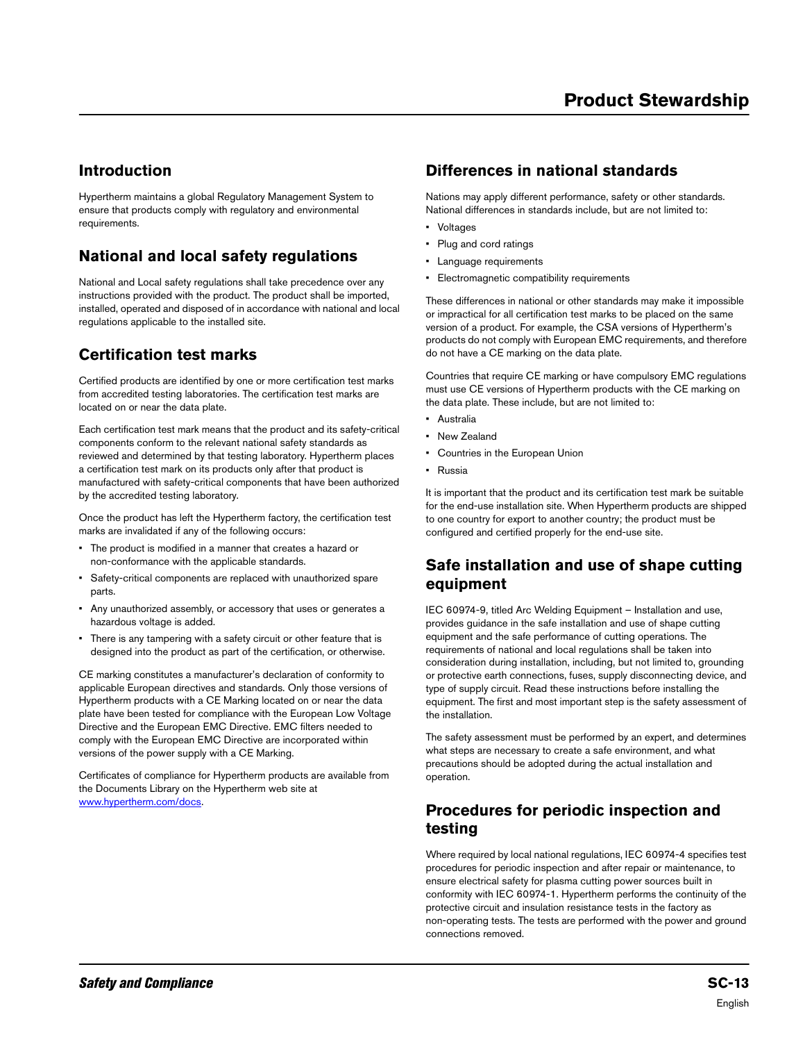# Product Stewardship

## Introduction

Hypertherm maintains a global Regulatory Management System to ensure that products comply with regulatory and environmental requirements.

## National and local safety regulations

National and Local safety regulations shall take precedence over any instructions provided with the product. The product shall be imported, installed, operated and disposed of in accordance with national and local regulations applicable to the installed site.

## Certification test marks

Certified products are identified by one or more certification test marks from accredited testing laboratories. The certification test marks are located on or near the data plate.

Each certification test mark means that the product and its safety-critical components conform to the relevant national safety standards as reviewed and determined by that testing laboratory. Hypertherm places a certification test mark on its products only after that product is manufactured with safety-critical components that have been authorized by the accredited testing laboratory.

Once the product has left the Hypertherm factory, the certification test marks are invalidated if any of the following occurs:

- The product is modified in a manner that creates a hazard or non-conformance with the applicable standards.
- Safety-critical components are replaced with unauthorized spare parts.
- Any unauthorized assembly, or accessory that uses or generates a hazardous voltage is added.
- There is any tampering with a safety circuit or other feature that is designed into the product as part of the certification, or otherwise.

CE marking constitutes a manufacturer's declaration of conformity to applicable European directives and standards. Only those versions of Hypertherm products with a CE Marking located on or near the data plate have been tested for compliance with the European Low Voltage Directive and the European EMC Directive. EMC filters needed to comply with the European EMC Directive are incorporated within versions of the power supply with a CE Marking.

Certificates of compliance for Hypertherm products are available from the Documents Library on the Hypertherm web site at [www.hypertherm.com/docs](http://www.hypertherm.com/docs).

## Differences in national standards

Nations may apply different performance, safety or other standards. National differences in standards include, but are not limited to:

- Voltages
- Plug and cord ratings
- Language requirements
- Electromagnetic compatibility requirements

These differences in national or other standards may make it impossible or impractical for all certification test marks to be placed on the same version of a product. For example, the CSA versions of Hypertherm's products do not comply with European EMC requirements, and therefore do not have a CE marking on the data plate.

Countries that require CE marking or have compulsory EMC regulations must use CE versions of Hypertherm products with the CE marking on the data plate. These include, but are not limited to:

- Australia
- New Zealand
- Countries in the European Union
- Russia

It is important that the product and its certification test mark be suitable for the end-use installation site. When Hypertherm products are shipped to one country for export to another country; the product must be configured and certified properly for the end-use site.

## Safe installation and use of shape cutting equipment

IEC 60974-9, titled Arc Welding Equipment – Installation and use, provides guidance in the safe installation and use of shape cutting equipment and the safe performance of cutting operations. The requirements of national and local regulations shall be taken into consideration during installation, including, but not limited to, grounding or protective earth connections, fuses, supply disconnecting device, and type of supply circuit. Read these instructions before installing the equipment. The first and most important step is the safety assessment of the installation.

The safety assessment must be performed by an expert, and determines what steps are necessary to create a safe environment, and what precautions should be adopted during the actual installation and operation.

## Procedures for periodic inspection and testing

Where required by local national regulations, IEC 60974-4 specifies test procedures for periodic inspection and after repair or maintenance, to ensure electrical safety for plasma cutting power sources built in conformity with IEC 60974-1. Hypertherm performs the continuity of the protective circuit and insulation resistance tests in the factory as non-operating tests. The tests are performed with the power and ground connections removed.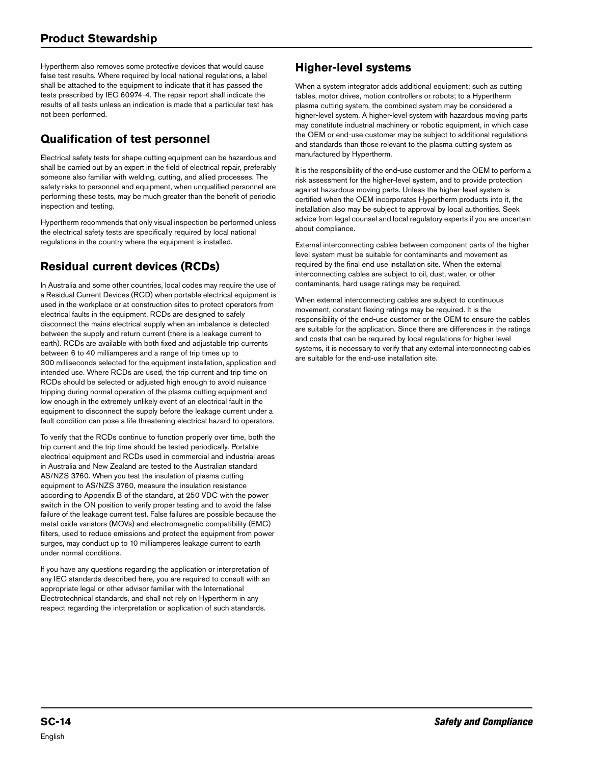Hypertherm also removes some protective devices that would cause false test results. Where required by local national regulations, a label shall be attached to the equipment to indicate that it has passed the tests prescribed by IEC 60974-4. The repair report shall indicate the results of all tests unless an indication is made that a particular test has not been performed.

## Qualification of test personnel

Electrical safety tests for shape cutting equipment can be hazardous and shall be carried out by an expert in the field of electrical repair, preferably someone also familiar with welding, cutting, and allied processes. The safety risks to personnel and equipment, when unqualified personnel are performing these tests, may be much greater than the benefit of periodic inspection and testing.

Hypertherm recommends that only visual inspection be performed unless the electrical safety tests are specifically required by local national regulations in the country where the equipment is installed.

## Residual current devices (RCDs)

In Australia and some other countries, local codes may require the use of a Residual Current Devices (RCD) when portable electrical equipment is used in the workplace or at construction sites to protect operators from electrical faults in the equipment. RCDs are designed to safely disconnect the mains electrical supply when an imbalance is detected between the supply and return current (there is a leakage current to earth). RCDs are available with both fixed and adjustable trip currents between 6 to 40 milliamperes and a range of trip times up to 300 milliseconds selected for the equipment installation, application and intended use. Where RCDs are used, the trip current and trip time on RCDs should be selected or adjusted high enough to avoid nuisance tripping during normal operation of the plasma cutting equipment and low enough in the extremely unlikely event of an electrical fault in the equipment to disconnect the supply before the leakage current under a fault condition can pose a life threatening electrical hazard to operators.

To verify that the RCDs continue to function properly over time, both the trip current and the trip time should be tested periodically. Portable electrical equipment and RCDs used in commercial and industrial areas in Australia and New Zealand are tested to the Australian standard AS/NZS 3760. When you test the insulation of plasma cutting equipment to AS/NZS 3760, measure the insulation resistance according to Appendix B of the standard, at 250 VDC with the power switch in the ON position to verify proper testing and to avoid the false failure of the leakage current test. False failures are possible because the metal oxide varistors (MOVs) and electromagnetic compatibility (EMC) filters, used to reduce emissions and protect the equipment from power surges, may conduct up to 10 milliamperes leakage current to earth under normal conditions.

If you have any questions regarding the application or interpretation of any IEC standards described here, you are required to consult with an appropriate legal or other advisor familiar with the International Electrotechnical standards, and shall not rely on Hypertherm in any respect regarding the interpretation or application of such standards.

## Higher-level systems

When a system integrator adds additional equipment; such as cutting tables, motor drives, motion controllers or robots; to a Hypertherm plasma cutting system, the combined system may be considered a higher-level system. A higher-level system with hazardous moving parts may constitute industrial machinery or robotic equipment, in which case the OEM or end-use customer may be subject to additional regulations and standards than those relevant to the plasma cutting system as manufactured by Hypertherm.

It is the responsibility of the end-use customer and the OEM to perform a risk assessment for the higher-level system, and to provide protection against hazardous moving parts. Unless the higher-level system is certified when the OEM incorporates Hypertherm products into it, the installation also may be subject to approval by local authorities. Seek advice from legal counsel and local regulatory experts if you are uncertain about compliance.

External interconnecting cables between component parts of the higher level system must be suitable for contaminants and movement as required by the final end use installation site. When the external interconnecting cables are subject to oil, dust, water, or other contaminants, hard usage ratings may be required.

When external interconnecting cables are subject to continuous movement, constant flexing ratings may be required. It is the responsibility of the end-use customer or the OEM to ensure the cables are suitable for the application. Since there are differences in the ratings and costs that can be required by local regulations for higher level systems, it is necessary to verify that any external interconnecting cables are suitable for the end-use installation site.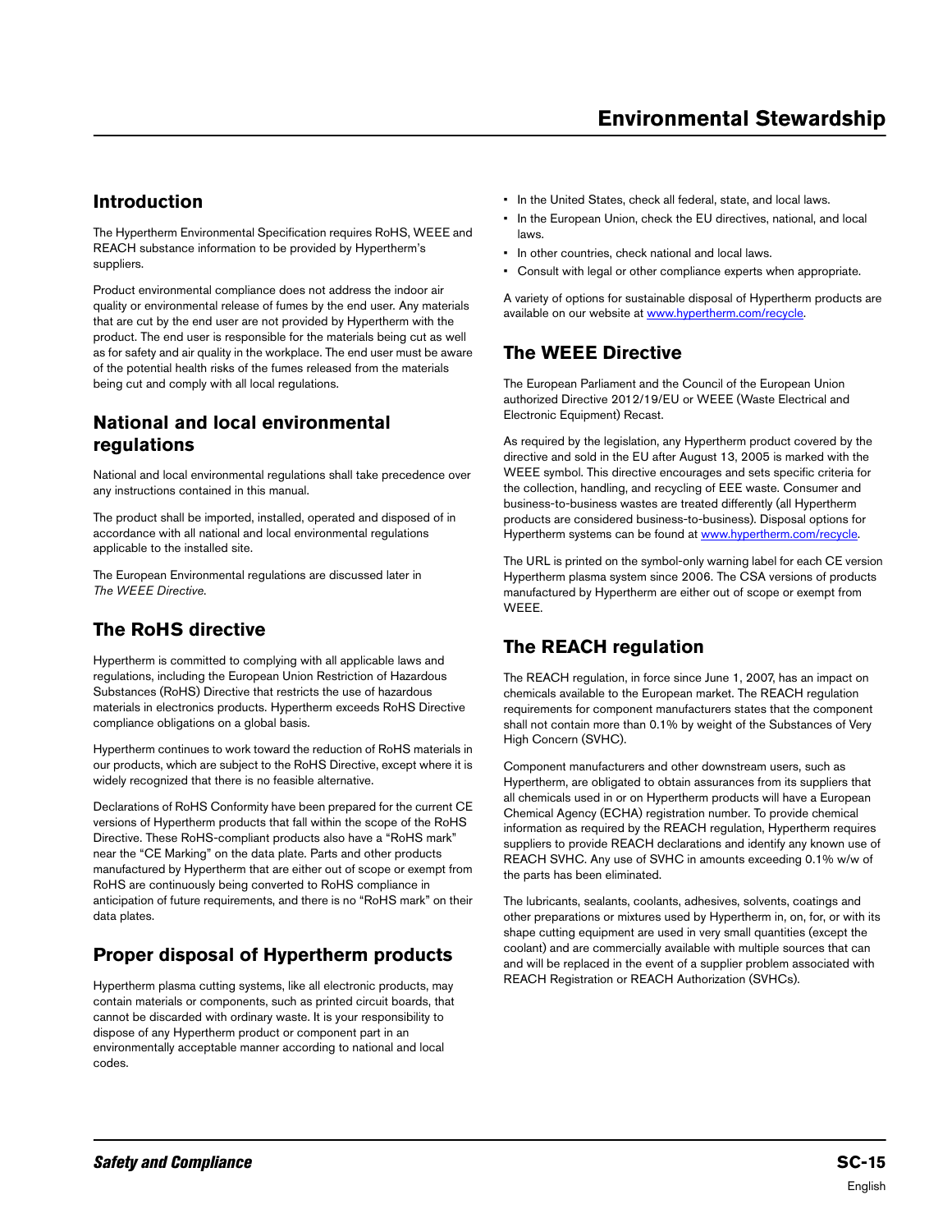# Environmental Stewardship

## Introduction

The Hypertherm Environmental Specification requires RoHS, WEEE and REACH substance information to be provided by Hypertherm's suppliers.

Product environmental compliance does not address the indoor air quality or environmental release of fumes by the end user. Any materials that are cut by the end user are not provided by Hypertherm with the product. The end user is responsible for the materials being cut as well as for safety and air quality in the workplace. The end user must be aware of the potential health risks of the fumes released from the materials being cut and comply with all local regulations.

## National and local environmental regulations

National and local environmental regulations shall take precedence over any instructions contained in this manual.

The product shall be imported, installed, operated and disposed of in accordance with all national and local environmental regulations applicable to the installed site.

The European Environmental regulations are discussed later in *The WEEE Directive*.

## The RoHS directive

Hypertherm is committed to complying with all applicable laws and regulations, including the European Union Restriction of Hazardous Substances (RoHS) Directive that restricts the use of hazardous materials in electronics products. Hypertherm exceeds RoHS Directive compliance obligations on a global basis.

Hypertherm continues to work toward the reduction of RoHS materials in our products, which are subject to the RoHS Directive, except where it is widely recognized that there is no feasible alternative.

Declarations of RoHS Conformity have been prepared for the current CE versions of Hypertherm products that fall within the scope of the RoHS Directive. These RoHS-compliant products also have a "RoHS mark" near the "CE Marking" on the data plate. Parts and other products manufactured by Hypertherm that are either out of scope or exempt from RoHS are continuously being converted to RoHS compliance in anticipation of future requirements, and there is no "RoHS mark" on their data plates.

## Proper disposal of Hypertherm products

Hypertherm plasma cutting systems, like all electronic products, may contain materials or components, such as printed circuit boards, that cannot be discarded with ordinary waste. It is your responsibility to dispose of any Hypertherm product or component part in an environmentally acceptable manner according to national and local codes.

- In the United States, check all federal, state, and local laws.
- In the European Union, check the EU directives, national, and local laws.
- In other countries, check national and local laws.
- Consult with legal or other compliance experts when appropriate.

A variety of options for sustainable disposal of Hypertherm products are available on our website at www.hypertherm.com/recycle.

## The WEEE Directive

The European Parliament and the Council of the European Union authorized Directive 2012/19/EU or WEEE (Waste Electrical and Electronic Equipment) Recast.

As required by the legislation, any Hypertherm product covered by the directive and sold in the EU after August 13, 2005 is marked with the WEEE symbol. This directive encourages and sets specific criteria for the collection, handling, and recycling of EEE waste. Consumer and business-to-business wastes are treated differently (all Hypertherm products are considered business-to-business). Disposal options for Hypertherm systems can be found at www.hypertherm.com/recycle.

The URL is printed on the symbol-only warning label for each CE version Hypertherm plasma system since 2006. The CSA versions of products manufactured by Hypertherm are either out of scope or exempt from WEEE.

## The REACH regulation

The REACH regulation, in force since June 1, 2007, has an impact on chemicals available to the European market. The REACH regulation requirements for component manufacturers states that the component shall not contain more than 0.1% by weight of the Substances of Very High Concern (SVHC).

Component manufacturers and other downstream users, such as Hypertherm, are obligated to obtain assurances from its suppliers that all chemicals used in or on Hypertherm products will have a European Chemical Agency (ECHA) registration number. To provide chemical information as required by the REACH regulation, Hypertherm requires suppliers to provide REACH declarations and identify any known use of REACH SVHC. Any use of SVHC in amounts exceeding 0.1% w/w of the parts has been eliminated.

The lubricants, sealants, coolants, adhesives, solvents, coatings and other preparations or mixtures used by Hypertherm in, on, for, or with its shape cutting equipment are used in very small quantities (except the coolant) and are commercially available with multiple sources that can and will be replaced in the event of a supplier problem associated with REACH Registration or REACH Authorization (SVHCs).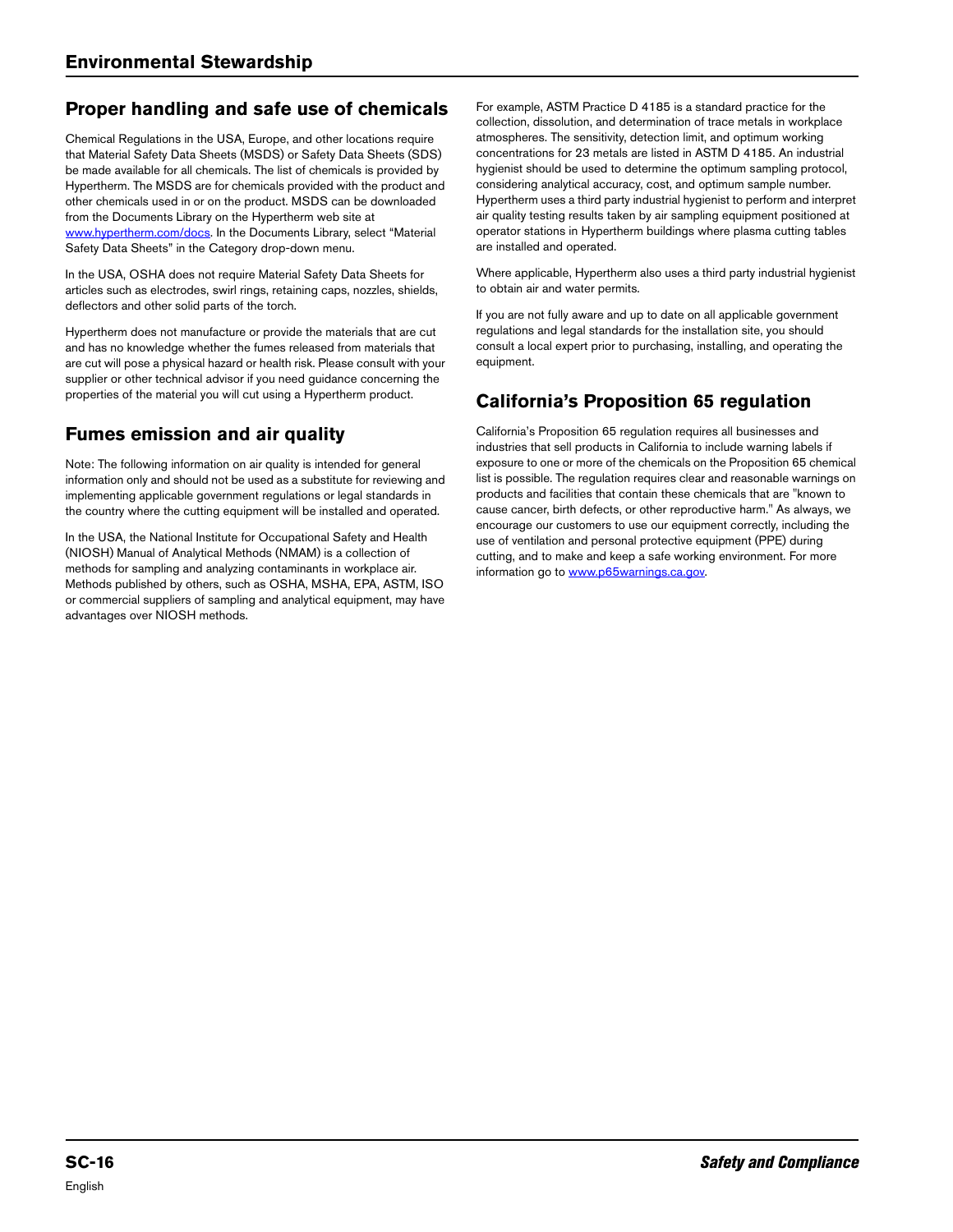# Environmental Stewardship

## Proper handling and safe use of chemicals

Chemical Regulations in the USA, Europe, and other locations require that Material Safety Data Sheets (MSDS) or Safety Data Sheets (SDS) be made available for all chemicals. The list of chemicals is provided by Hypertherm. The MSDS are for chemicals provided with the product and other chemicals used in or on the product. MSDS can be downloaded from the Documents Library on the Hypertherm web site at www.hypertherm.com/docs. In the Documents Library, select "Material Safety Data Sheets" in the Category drop-down menu.

In the USA, OSHA does not require Material Safety Data Sheets for articles such as electrodes, swirl rings, retaining caps, nozzles, shields, deflectors and other solid parts of the torch.

Hypertherm does not manufacture or provide the materials that are cut and has no knowledge whether the fumes released from materials that are cut will pose a physical hazard or health risk. Please consult with your supplier or other technical advisor if you need guidance concerning the properties of the material you will cut using a Hypertherm product.

## Fumes emission and air quality

Note: The following information on air quality is intended for general information only and should not be used as a substitute for reviewing and implementing applicable government regulations or legal standards in the country where the cutting equipment will be installed and operated.

In the USA, the National Institute for Occupational Safety and Health (NIOSH) Manual of Analytical Methods (NMAM) is a collection of methods for sampling and analyzing contaminants in workplace air. Methods published by others, such as OSHA, MSHA, EPA, ASTM, ISO or commercial suppliers of sampling and analytical equipment, may have advantages over NIOSH methods.

For example, ASTM Practice D 4185 is a standard practice for the collection, dissolution, and determination of trace metals in workplace atmospheres. The sensitivity, detection limit, and optimum working concentrations for 23 metals are listed in ASTM D 4185. An industrial hygienist should be used to determine the optimum sampling protocol, considering analytical accuracy, cost, and optimum sample number. Hypertherm uses a third party industrial hygienist to perform and interpret air quality testing results taken by air sampling equipment positioned at operator stations in Hypertherm buildings where plasma cutting tables are installed and operated.

Where applicable, Hypertherm also uses a third party industrial hygienist to obtain air and water permits.

If you are not fully aware and up to date on all applicable government regulations and legal standards for the installation site, you should consult a local expert prior to purchasing, installing, and operating the equipment.

## California's Proposition 65 regulation

California's Proposition 65 regulation requires all businesses and industries that sell products in California to include warning labels if exposure to one or more of the chemicals on the Proposition 65 chemical list is possible. The regulation requires clear and reasonable warnings on products and facilities that contain these chemicals that are "known to cause cancer, birth defects, or other reproductive harm." As always, we encourage our customers to use our equipment correctly, including the use of ventilation and personal protective equipment (PPE) during cutting, and to make and keep a safe working environment. For more information go to www.p65warnings.ca.gov.